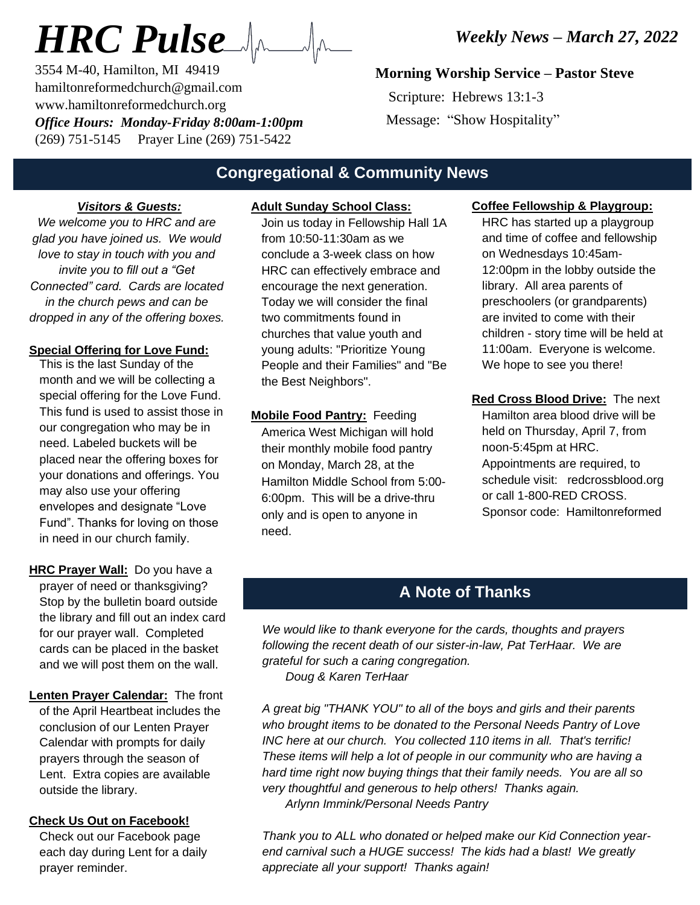# *HRC Pulse*

*Weekly News – March 27, 2022*

3554 M-40, Hamilton, MI 49419
hamiltonreformedchurch@gmail.com
www.hamiltonreformedchurch.org
***Office Hours: Monday-Friday 8:00am-1:00pm***
(269) 751-5145     Prayer Line (269) 751-5422

**Morning Worship Service – Pastor Steve**

Scripture: Hebrews 13:1-3
Message: "Show Hospitality"

## Congregational & Community News

***Visitors & Guests:***

*We welcome you to HRC and are glad you have joined us. We would love to stay in touch with you and invite you to fill out a "Get Connected" card. Cards are located in the church pews and can be dropped in any of the offering boxes.*

**Special Offering for Love Fund:**
This is the last Sunday of the month and we will be collecting a special offering for the Love Fund. This fund is used to assist those in our congregation who may be in need. Labeled buckets will be placed near the offering boxes for your donations and offerings. You may also use your offering envelopes and designate "Love Fund". Thanks for loving on those in need in our church family.

**HRC Prayer Wall:** Do you have a prayer of need or thanksgiving? Stop by the bulletin board outside the library and fill out an index card for our prayer wall. Completed cards can be placed in the basket and we will post them on the wall.

**Lenten Prayer Calendar:** The front of the April Heartbeat includes the conclusion of our Lenten Prayer Calendar with prompts for daily prayers through the season of Lent. Extra copies are available outside the library.

**Check Us Out on Facebook!**
Check out our Facebook page each day during Lent for a daily prayer reminder.

**Adult Sunday School Class:**
Join us today in Fellowship Hall 1A from 10:50-11:30am as we conclude a 3-week class on how HRC can effectively embrace and encourage the next generation. Today we will consider the final two commitments found in churches that value youth and young adults: "Prioritize Young People and their Families" and "Be the Best Neighbors".

**Mobile Food Pantry:** Feeding America West Michigan will hold their monthly mobile food pantry on Monday, March 28, at the Hamilton Middle School from 5:00-6:00pm. This will be a drive-thru only and is open to anyone in need.

**Coffee Fellowship & Playgroup:**
HRC has started up a playgroup and time of coffee and fellowship on Wednesdays 10:45am-12:00pm in the lobby outside the library. All area parents of preschoolers (or grandparents) are invited to come with their children - story time will be held at 11:00am. Everyone is welcome. We hope to see you there!

**Red Cross Blood Drive:** The next Hamilton area blood drive will be held on Thursday, April 7, from noon-5:45pm at HRC. Appointments are required, to schedule visit: redcrossblood.org or call 1-800-RED CROSS. Sponsor code: Hamiltonreformed

## A Note of Thanks

*We would like to thank everyone for the cards, thoughts and prayers following the recent death of our sister-in-law, Pat TerHaar. We are grateful for such a caring congregation.*
*Doug & Karen TerHaar*

*A great big "THANK YOU" to all of the boys and girls and their parents who brought items to be donated to the Personal Needs Pantry of Love INC here at our church. You collected 110 items in all. That's terrific! These items will help a lot of people in our community who are having a hard time right now buying things that their family needs. You are all so very thoughtful and generous to help others! Thanks again.*
*Arlynn Immink/Personal Needs Pantry*

*Thank you to ALL who donated or helped make our Kid Connection year-end carnival such a HUGE success! The kids had a blast! We greatly appreciate all your support! Thanks again!*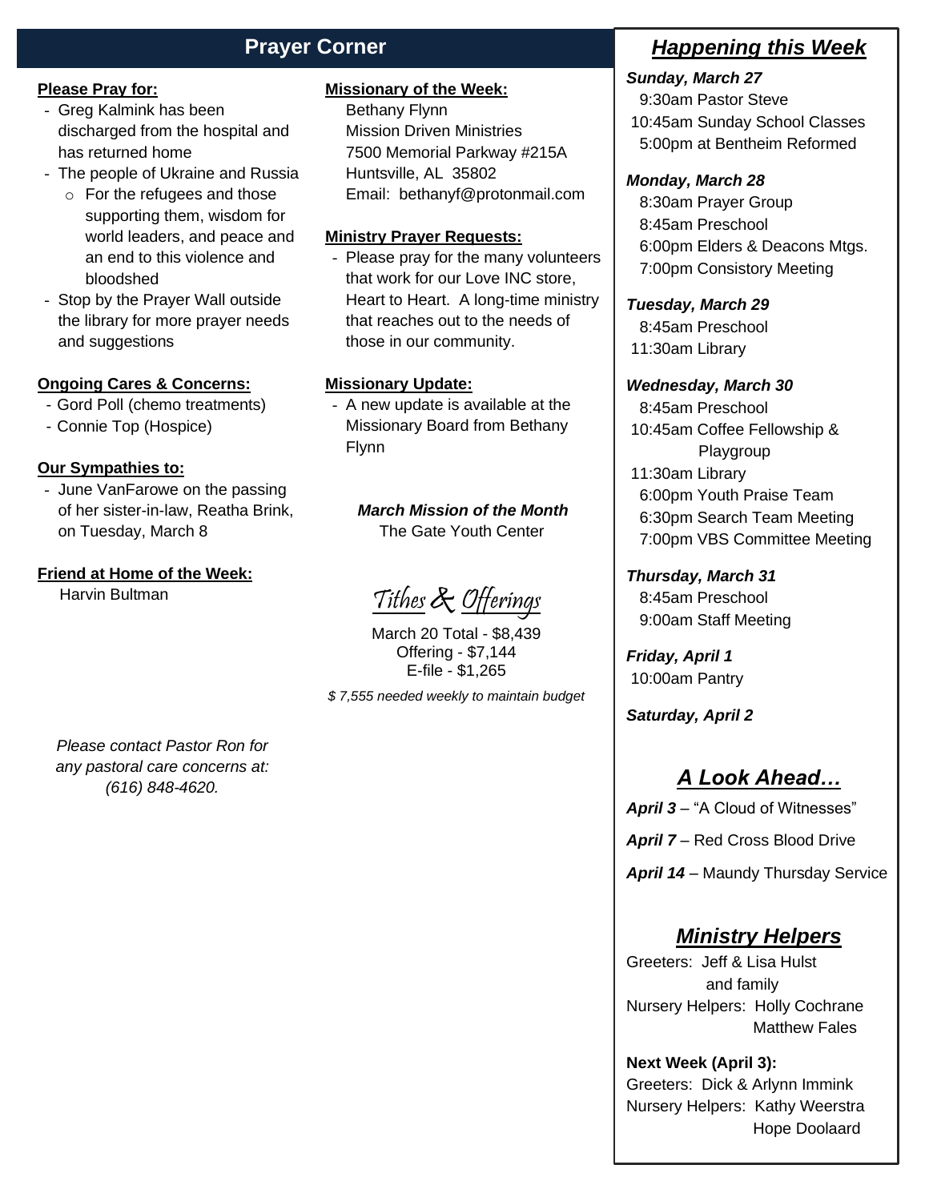## Prayer Corner

**Please Pray for:**

- Greg Kalmink has been discharged from the hospital and has returned home
- The people of Ukraine and Russia
  - For the refugees and those supporting them, wisdom for world leaders, and peace and an end to this violence and bloodshed
- Stop by the Prayer Wall outside the library for more prayer needs and suggestions

**Ongoing Cares & Concerns:**

- Gord Poll (chemo treatments)
- Connie Top (Hospice)

**Our Sympathies to:**

- June VanFarowe on the passing of her sister-in-law, Reatha Brink, on Tuesday, March 8

**Friend at Home of the Week:**

Harvin Bultman

*Please contact Pastor Ron for any pastoral care concerns at: (616) 848-4620.*

**Missionary of the Week:**

Bethany Flynn
Mission Driven Ministries
7500 Memorial Parkway #215A
Huntsville, AL 35802
Email: bethanyf@protonmail.com

**Ministry Prayer Requests:**

- Please pray for the many volunteers that work for our Love INC store, Heart to Heart. A long-time ministry that reaches out to the needs of those in our community.

**Missionary Update:**

- A new update is available at the Missionary Board from Bethany Flynn

***March Mission of the Month***
The Gate Youth Center

### Tithes & Offerings

March 20 Total - $8,439
Offering - $7,144
E-file - $1,265

*$ 7,555 needed weekly to maintain budget*

## Happening this Week

***Sunday, March 27***
9:30am Pastor Steve
10:45am Sunday School Classes
5:00pm at Bentheim Reformed

***Monday, March 28***
8:30am Prayer Group
8:45am Preschool
6:00pm Elders & Deacons Mtgs.
7:00pm Consistory Meeting

***Tuesday, March 29***
8:45am Preschool
11:30am Library

***Wednesday, March 30***
8:45am Preschool
10:45am Coffee Fellowship & Playgroup
11:30am Library
6:00pm Youth Praise Team
6:30pm Search Team Meeting
7:00pm VBS Committee Meeting

***Thursday, March 31***
8:45am Preschool
9:00am Staff Meeting

***Friday, April 1***
10:00am Pantry

***Saturday, April 2***

## A Look Ahead…

***April 3*** – "A Cloud of Witnesses"

***April 7*** – Red Cross Blood Drive

***April 14*** – Maundy Thursday Service

## Ministry Helpers

Greeters: Jeff & Lisa Hulst and family
Nursery Helpers: Holly Cochrane, Matthew Fales

**Next Week (April 3):**
Greeters: Dick & Arlynn Immink
Nursery Helpers: Kathy Weerstra, Hope Doolaard